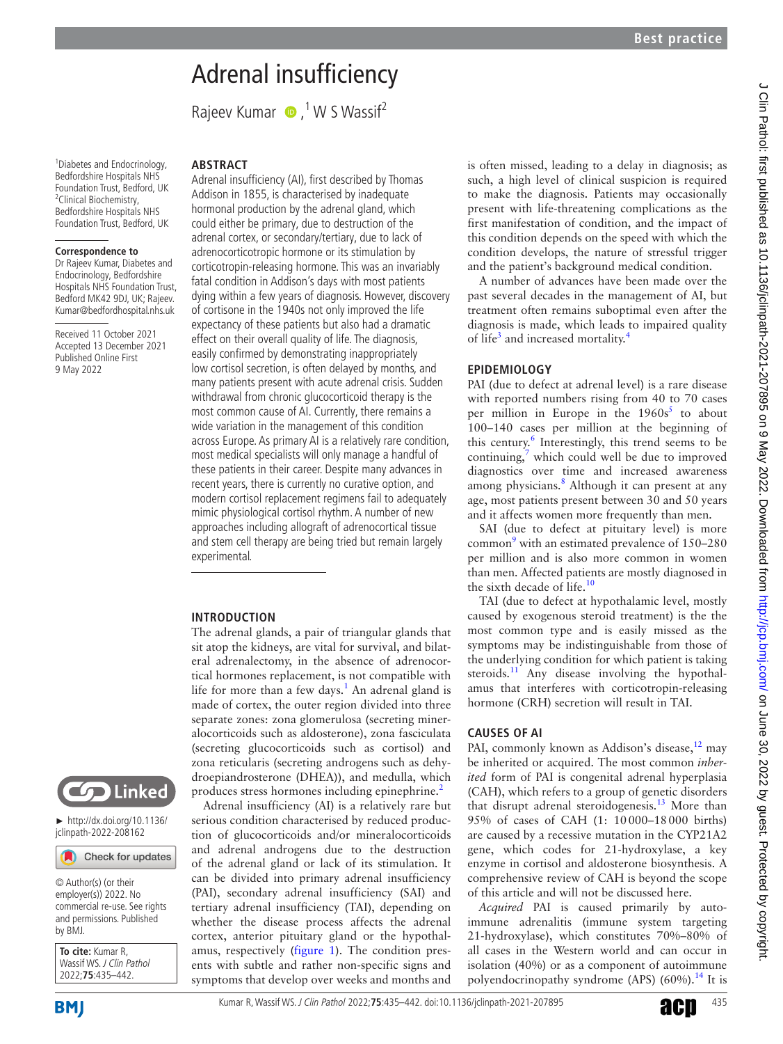# Adrenal insufficiency

Rajeev Kumar [1], W S Wassif [2]

[1] Diabetes and Endocrinology, Bedfordshire Hospitals NHS Foundation Trust, Bedford, UK
[2] Clinical Biochemistry, Bedfordshire Hospitals NHS Foundation Trust, Bedford, UK

**Correspondence to**
Dr Rajeev Kumar, Diabetes and Endocrinology, Bedfordshire Hospitals NHS Foundation Trust, Bedford MK42 9DJ, UK; Rajeev.Kumar@bedfordhospital.nhs.uk

Received 11 October 2021
Accepted 13 December 2021
Published Online First 9 May 2022

► http://dx.doi.org/10.1136/jclinpath-2022-208162

© Author(s) (or their employer(s)) 2022. No commercial re-use. See rights and permissions. Published by BMJ.

**To cite:** Kumar R, Wassif WS. *J Clin Pathol* 2022;**75**:435–442.

## ABSTRACT

Adrenal insufficiency (AI), first described by Thomas Addison in 1855, is characterised by inadequate hormonal production by the adrenal gland, which could either be primary, due to destruction of the adrenal cortex, or secondary/tertiary, due to lack of adrenocorticotropic hormone or its stimulation by corticotropin-releasing hormone. This was an invariably fatal condition in Addison's days with most patients dying within a few years of diagnosis. However, discovery of cortisone in the 1940s not only improved the life expectancy of these patients but also had a dramatic effect on their overall quality of life. The diagnosis, easily confirmed by demonstrating inappropriately low cortisol secretion, is often delayed by months, and many patients present with acute adrenal crisis. Sudden withdrawal from chronic glucocorticoid therapy is the most common cause of AI. Currently, there remains a wide variation in the management of this condition across Europe. As primary AI is a relatively rare condition, most medical specialists will only manage a handful of these patients in their career. Despite many advances in recent years, there is currently no curative option, and modern cortisol replacement regimens fail to adequately mimic physiological cortisol rhythm. A number of new approaches including allograft of adrenocortical tissue and stem cell therapy are being tried but remain largely experimental.

## INTRODUCTION

The adrenal glands, a pair of triangular glands that sit atop the kidneys, are vital for survival, and bilateral adrenalectomy, in the absence of adrenocortical hormones replacement, is not compatible with life for more than a few days.[1] An adrenal gland is made of cortex, the outer region divided into three separate zones: zona glomerulosa (secreting mineralocorticoids such as aldosterone), zona fasciculata (secreting glucocorticoids such as cortisol) and zona reticularis (secreting androgens such as dehydroepiandrosterone (DHEA)), and medulla, which produces stress hormones including epinephrine.[2]

Adrenal insufficiency (AI) is a relatively rare but serious condition characterised by reduced production of glucocorticoids and/or mineralocorticoids and adrenal androgens due to the destruction of the adrenal gland or lack of its stimulation. It can be divided into primary adrenal insufficiency (PAI), secondary adrenal insufficiency (SAI) and tertiary adrenal insufficiency (TAI), depending on whether the disease process affects the adrenal cortex, anterior pituitary gland or the hypothalamus, respectively (figure 1). The condition presents with subtle and rather non-specific signs and symptoms that develop over weeks and months and is often missed, leading to a delay in diagnosis; as such, a high level of clinical suspicion is required to make the diagnosis. Patients may occasionally present with life-threatening complications as the first manifestation of condition, and the impact of this condition depends on the speed with which the condition develops, the nature of stressful trigger and the patient's background medical condition.

A number of advances have been made over the past several decades in the management of AI, but treatment often remains suboptimal even after the diagnosis is made, which leads to impaired quality of life[3] and increased mortality.[4]

## EPIDEMIOLOGY

PAI (due to defect at adrenal level) is a rare disease with reported numbers rising from 40 to 70 cases per million in Europe in the 1960s[5] to about 100–140 cases per million at the beginning of this century.[6] Interestingly, this trend seems to be continuing,[7] which could well be due to improved diagnostics over time and increased awareness among physicians.[8] Although it can present at any age, most patients present between 30 and 50 years and it affects women more frequently than men.

SAI (due to defect at pituitary level) is more common[9] with an estimated prevalence of 150–280 per million and is also more common in women than men. Affected patients are mostly diagnosed in the sixth decade of life.[10]

TAI (due to defect at hypothalamic level, mostly caused by exogenous steroid treatment) is the the most common type and is easily missed as the symptoms may be indistinguishable from those of the underlying condition for which patient is taking steroids.[11] Any disease involving the hypothalamus that interferes with corticotropin-releasing hormone (CRH) secretion will result in TAI.

## CAUSES OF AI

PAI, commonly known as Addison's disease,[12] may be inherited or acquired. The most common *inherited* form of PAI is congenital adrenal hyperplasia (CAH), which refers to a group of genetic disorders that disrupt adrenal steroidogenesis.[13] More than 95% of cases of CAH (1: 10 000–18 000 births) are caused by a recessive mutation in the CYP21A2 gene, which codes for 21-hydroxylase, a key enzyme in cortisol and aldosterone biosynthesis. A comprehensive review of CAH is beyond the scope of this article and will not be discussed here.

*Acquired* PAI is caused primarily by autoimmune adrenalitis (immune system targeting 21-hydroxylase), which constitutes 70%–80% of all cases in the Western world and can occur in isolation (40%) or as a component of autoimmune polyendocrinopathy syndrome (APS) (60%).[14] It is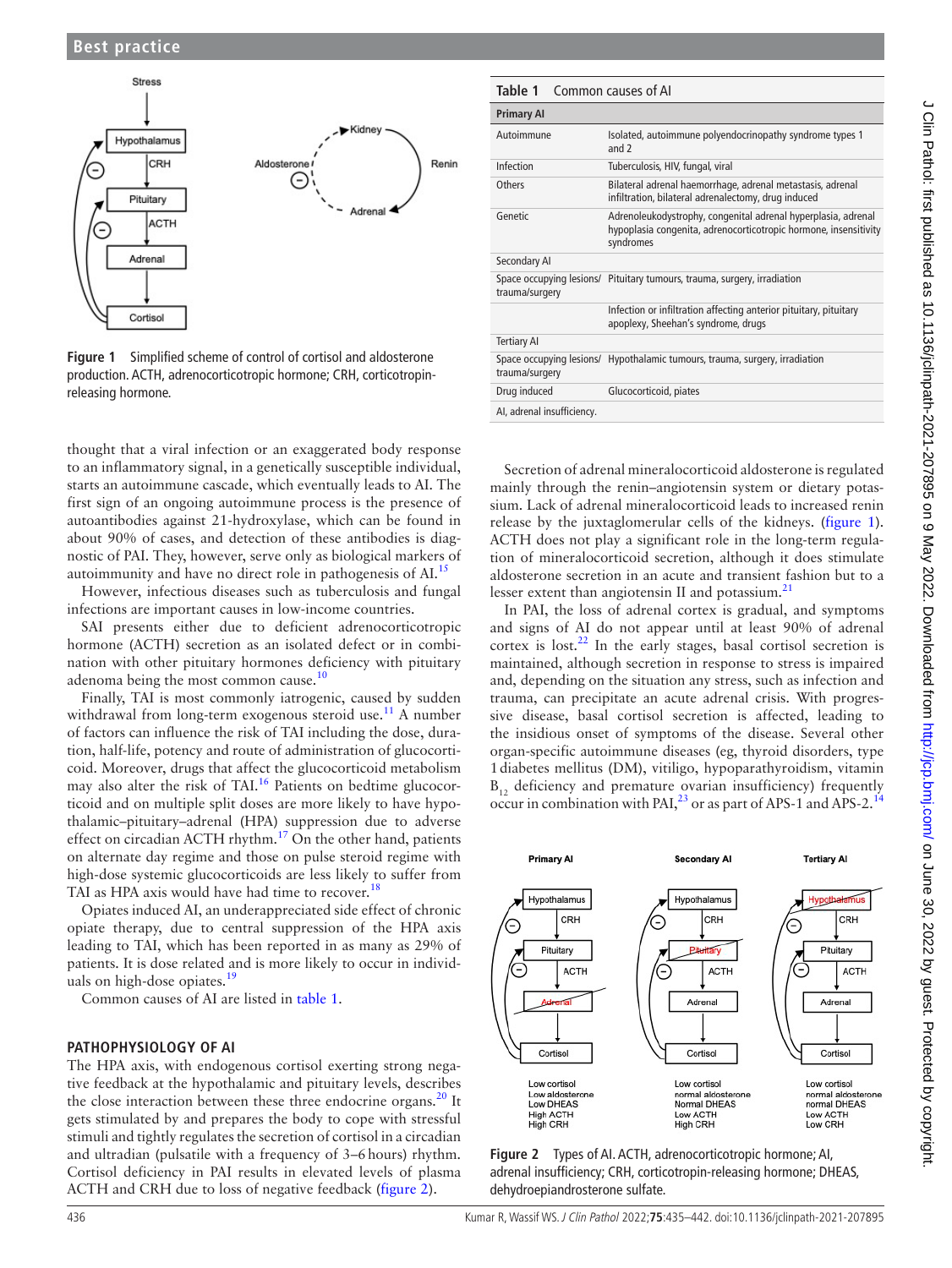Figure 1 Simplified scheme of control of cortisol and aldosterone production. ACTH, adrenocorticotropic hormone; CRH, corticotropin-releasing hormone.

| Table 1 Common causes of AI | |
|---|---|
| **Primary AI** | |
| Autoimmune | Isolated, autoimmune polyendocrinopathy syndrome types 1 and 2 |
| Infection | Tuberculosis, HIV, fungal, viral |
| Others | Bilateral adrenal haemorrhage, adrenal metastasis, adrenal infiltration, bilateral adrenalectomy, drug induced |
| Genetic | Adrenoleukodystrophy, congenital adrenal hyperplasia, adrenal hypoplasia congenita, adrenocorticotropic hormone, insensitivity syndromes |
| Secondary AI | |
| Space occupying lesions/ trauma/surgery | Pituitary tumours, trauma, surgery, irradiation |
| | Infection or infiltration affecting anterior pituitary, pituitary apoplexy, Sheehan's syndrome, drugs |
| Tertiary AI | |
| Space occupying lesions/ trauma/surgery | Hypothalamic tumours, trauma, surgery, irradiation |
| Drug induced | Glucocorticoid, piates |

AI, adrenal insufficiency.

thought that a viral infection or an exaggerated body response to an inflammatory signal, in a genetically susceptible individual, starts an autoimmune cascade, which eventually leads to AI. The first sign of an ongoing autoimmune process is the presence of autoantibodies against 21-hydroxylase, which can be found in about 90% of cases, and detection of these antibodies is diagnostic of PAI. They, however, serve only as biological markers of autoimmunity and have no direct role in pathogenesis of AI.[15]

However, infectious diseases such as tuberculosis and fungal infections are important causes in low-income countries.

SAI presents either due to deficient adrenocorticotropic hormone (ACTH) secretion as an isolated defect or in combination with other pituitary hormones deficiency with pituitary adenoma being the most common cause.[10]

Finally, TAI is most commonly iatrogenic, caused by sudden withdrawal from long-term exogenous steroid use.[11] A number of factors can influence the risk of TAI including the dose, duration, half-life, potency and route of administration of glucocorticoid. Moreover, drugs that affect the glucocorticoid metabolism may also alter the risk of TAI.[16] Patients on bedtime glucocorticoid and on multiple split doses are more likely to have hypothalamic–pituitary–adrenal (HPA) suppression due to adverse effect on circadian ACTH rhythm.[17] On the other hand, patients on alternate day regime and those on pulse steroid regime with high-dose systemic glucocorticoids are less likely to suffer from TAI as HPA axis would have had time to recover.[18]

Opiates induced AI, an underappreciated side effect of chronic opiate therapy, due to central suppression of the HPA axis leading to TAI, which has been reported in as many as 29% of patients. It is dose related and is more likely to occur in individuals on high-dose opiates.[19]

Common causes of AI are listed in table 1.

## PATHOPHYSIOLOGY OF AI

The HPA axis, with endogenous cortisol exerting strong negative feedback at the hypothalamic and pituitary levels, describes the close interaction between these three endocrine organs.[20] It gets stimulated by and prepares the body to cope with stressful stimuli and tightly regulates the secretion of cortisol in a circadian and ultradian (pulsatile with a frequency of 3–6 hours) rhythm. Cortisol deficiency in PAI results in elevated levels of plasma ACTH and CRH due to loss of negative feedback (figure 2).

Secretion of adrenal mineralocorticoid aldosterone is regulated mainly through the renin–angiotensin system or dietary potassium. Lack of adrenal mineralocorticoid leads to increased renin release by the juxtaglomerular cells of the kidneys. (figure 1). ACTH does not play a significant role in the long-term regulation of mineralocorticoid secretion, although it does stimulate aldosterone secretion in an acute and transient fashion but to a lesser extent than angiotensin II and potassium.[21]

In PAI, the loss of adrenal cortex is gradual, and symptoms and signs of AI do not appear until at least 90% of adrenal cortex is lost.[22] In the early stages, basal cortisol secretion is maintained, although secretion in response to stress is impaired and, depending on the situation any stress, such as infection and trauma, can precipitate an acute adrenal crisis. With progressive disease, basal cortisol secretion is affected, leading to the insidious onset of symptoms of the disease. Several other organ-specific autoimmune diseases (eg, thyroid disorders, type 1 diabetes mellitus (DM), vitiligo, hypoparathyroidism, vitamin $B_{12}$ deficiency and premature ovarian insufficiency) frequently occur in combination with PAI,[23] or as part of APS-1 and APS-2.[14]

Figure 2 Types of AI. ACTH, adrenocorticotropic hormone; AI, adrenal insufficiency; CRH, corticotropin-releasing hormone; DHEAS, dehydroepiandrosterone sulfate.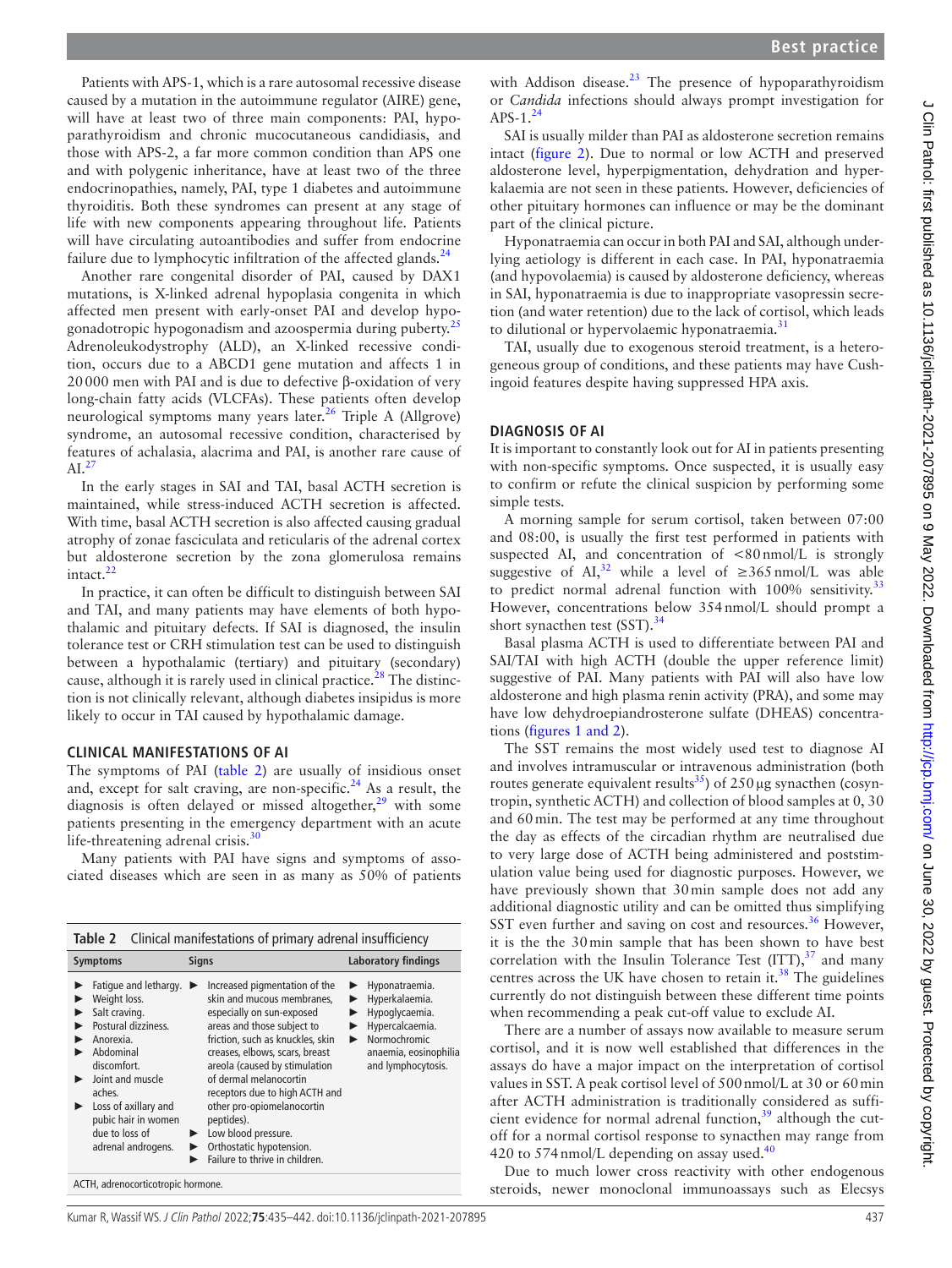Patients with APS-1, which is a rare autosomal recessive disease caused by a mutation in the autoimmune regulator (AIRE) gene, will have at least two of three main components: PAI, hypoparathyroidism and chronic mucocutaneous candidiasis, and those with APS-2, a far more common condition than APS one and with polygenic inheritance, have at least two of the three endocrinopathies, namely, PAI, type 1 diabetes and autoimmune thyroiditis. Both these syndromes can present at any stage of life with new components appearing throughout life. Patients will have circulating autoantibodies and suffer from endocrine failure due to lymphocytic infiltration of the affected glands.[24]

Another rare congenital disorder of PAI, caused by DAX1 mutations, is X-linked adrenal hypoplasia congenita in which affected men present with early-onset PAI and develop hypogonadotropic hypogonadism and azoospermia during puberty.[25] Adrenoleukodystrophy (ALD), an X-linked recessive condition, occurs due to a ABCD1 gene mutation and affects 1 in 20 000 men with PAI and is due to defective β-oxidation of very long-chain fatty acids (VLCFAs). These patients often develop neurological symptoms many years later.[26] Triple A (Allgrove) syndrome, an autosomal recessive condition, characterised by features of achalasia, alacrima and PAI, is another rare cause of AI.[27]

In the early stages in SAI and TAI, basal ACTH secretion is maintained, while stress-induced ACTH secretion is affected. With time, basal ACTH secretion is also affected causing gradual atrophy of zonae fasciculata and reticularis of the adrenal cortex but aldosterone secretion by the zona glomerulosa remains intact.[22]

In practice, it can often be difficult to distinguish between SAI and TAI, and many patients may have elements of both hypothalamic and pituitary defects. If SAI is diagnosed, the insulin tolerance test or CRH stimulation test can be used to distinguish between a hypothalamic (tertiary) and pituitary (secondary) cause, although it is rarely used in clinical practice.[28] The distinction is not clinically relevant, although diabetes insipidus is more likely to occur in TAI caused by hypothalamic damage.

## CLINICAL MANIFESTATIONS OF AI

The symptoms of PAI (table 2) are usually of insidious onset and, except for salt craving, are non-specific.[24] As a result, the diagnosis is often delayed or missed altogether,[29] with some patients presenting in the emergency department with an acute life-threatening adrenal crisis.[30]

Many patients with PAI have signs and symptoms of associated diseases which are seen in as many as 50% of patients with Addison disease.[23] The presence of hypoparathyroidism or *Candida* infections should always prompt investigation for APS-1.[24]

**Table 2** Clinical manifestations of primary adrenal insufficiency

| Symptoms | Signs | Laboratory findings |
|---|---|---|
| ► Fatigue and lethargy.<br>► Weight loss.<br>► Salt craving.<br>► Postural dizziness.<br>► Anorexia.<br>► Abdominal discomfort.<br>► Joint and muscle aches.<br>► Loss of axillary and pubic hair in women due to loss of adrenal androgens. | ► Increased pigmentation of the skin and mucous membranes, especially on sun-exposed areas and those subject to friction, such as knuckles, skin creases, elbows, scars, breast areola (caused by stimulation of dermal melanocortin receptors due to high ACTH and other pro-opiomelanocortin peptides).<br>► Low blood pressure.<br>► Orthostatic hypotension.<br>► Failure to thrive in children. | ► Hyponatraemia.<br>► Hyperkalaemia.<br>► Hypoglycaemia.<br>► Hypercalcaemia.<br>► Normochromic anaemia, eosinophilia and lymphocytosis. |

ACTH, adrenocorticotropic hormone.

SAI is usually milder than PAI as aldosterone secretion remains intact (figure 2). Due to normal or low ACTH and preserved aldosterone level, hyperpigmentation, dehydration and hyperkalaemia are not seen in these patients. However, deficiencies of other pituitary hormones can influence or may be the dominant part of the clinical picture.

Hyponatraemia can occur in both PAI and SAI, although underlying aetiology is different in each case. In PAI, hyponatraemia (and hypovolaemia) is caused by aldosterone deficiency, whereas in SAI, hyponatraemia is due to inappropriate vasopressin secretion (and water retention) due to the lack of cortisol, which leads to dilutional or hypervolaemic hyponatraemia.[31]

TAI, usually due to exogenous steroid treatment, is a heterogeneous group of conditions, and these patients may have Cushingoid features despite having suppressed HPA axis.

## DIAGNOSIS OF AI

It is important to constantly look out for AI in patients presenting with non-specific symptoms. Once suspected, it is usually easy to confirm or refute the clinical suspicion by performing some simple tests.

A morning sample for serum cortisol, taken between 07:00 and 08:00, is usually the first test performed in patients with suspected AI, and concentration of <80 nmol/L is strongly suggestive of AI,[32] while a level of ≥365 nmol/L was able to predict normal adrenal function with 100% sensitivity.[33] However, concentrations below 354 nmol/L should prompt a short synacthen test (SST).[34]

Basal plasma ACTH is used to differentiate between PAI and SAI/TAI with high ACTH (double the upper reference limit) suggestive of PAI. Many patients with PAI will also have low aldosterone and high plasma renin activity (PRA), and some may have low dehydroepiandrosterone sulfate (DHEAS) concentrations (figures 1 and 2).

The SST remains the most widely used test to diagnose AI and involves intramuscular or intravenous administration (both routes generate equivalent results[35]) of 250 µg synacthen (cosyntropin, synthetic ACTH) and collection of blood samples at 0, 30 and 60 min. The test may be performed at any time throughout the day as effects of the circadian rhythm are neutralised due to very large dose of ACTH being administered and poststimulation value being used for diagnostic purposes. However, we have previously shown that 30 min sample does not add any additional diagnostic utility and can be omitted thus simplifying SST even further and saving on cost and resources.[36] However, it is the the 30 min sample that has been shown to have best correlation with the Insulin Tolerance Test (ITT),[37] and many centres across the UK have chosen to retain it.[38] The guidelines currently do not distinguish between these different time points when recommending a peak cut-off value to exclude AI.

There are a number of assays now available to measure serum cortisol, and it is now well established that differences in the assays do have a major impact on the interpretation of cortisol values in SST. A peak cortisol level of 500 nmol/L at 30 or 60 min after ACTH administration is traditionally considered as sufficient evidence for normal adrenal function,[39] although the cut-off for a normal cortisol response to synacthen may range from 420 to 574 nmol/L depending on assay used.[40]

Due to much lower cross reactivity with other endogenous steroids, newer monoclonal immunoassays such as Elecsys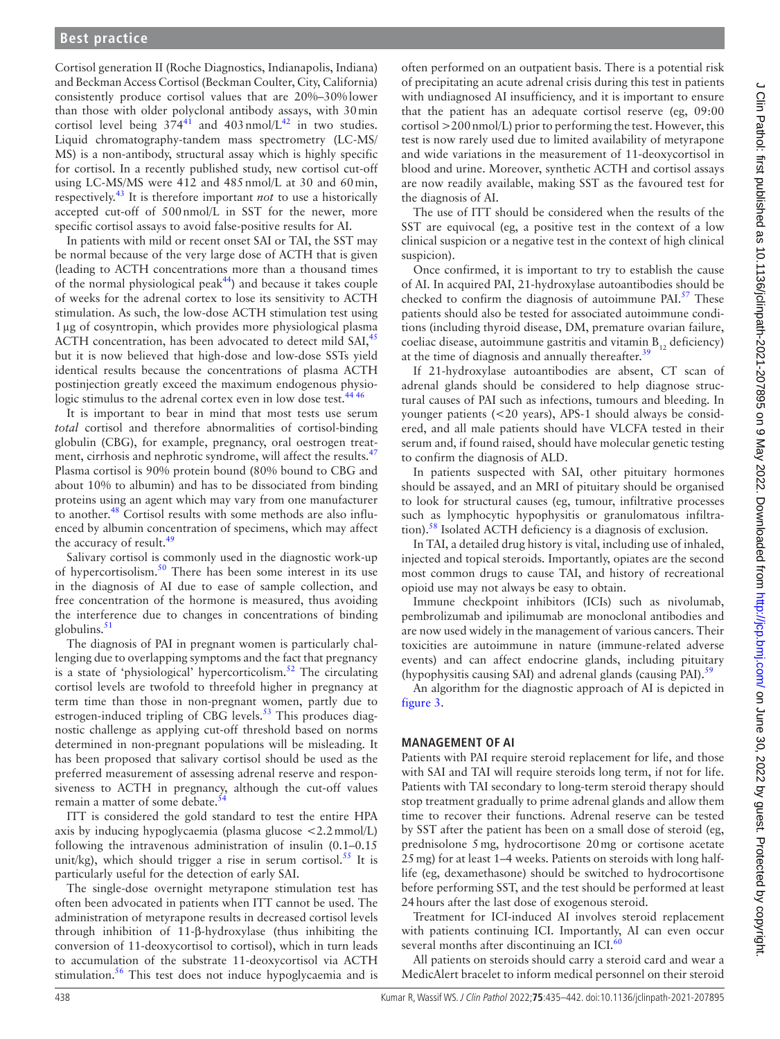Cortisol generation II (Roche Diagnostics, Indianapolis, Indiana) and Beckman Access Cortisol (Beckman Coulter, City, California) consistently produce cortisol values that are 20%–30% lower than those with older polyclonal antibody assays, with 30 min cortisol level being 374[41] and 403 nmol/L[42] in two studies. Liquid chromatography-tandem mass spectrometry (LC-MS/MS) is a non-antibody, structural assay which is highly specific for cortisol. In a recently published study, new cortisol cut-off using LC-MS/MS were 412 and 485 nmol/L at 30 and 60 min, respectively.[43] It is therefore important *not* to use a historically accepted cut-off of 500 nmol/L in SST for the newer, more specific cortisol assays to avoid false-positive results for AI.

In patients with mild or recent onset SAI or TAI, the SST may be normal because of the very large dose of ACTH that is given (leading to ACTH concentrations more than a thousand times of the normal physiological peak[44]) and because it takes couple of weeks for the adrenal cortex to lose its sensitivity to ACTH stimulation. As such, the low-dose ACTH stimulation test using 1 µg of cosyntropin, which provides more physiological plasma ACTH concentration, has been advocated to detect mild SAI,[45] but it is now believed that high-dose and low-dose SSTs yield identical results because the concentrations of plasma ACTH postinjection greatly exceed the maximum endogenous physiologic stimulus to the adrenal cortex even in low dose test.[44,46]

It is important to bear in mind that most tests use serum *total* cortisol and therefore abnormalities of cortisol-binding globulin (CBG), for example, pregnancy, oral oestrogen treatment, cirrhosis and nephrotic syndrome, will affect the results.[47] Plasma cortisol is 90% protein bound (80% bound to CBG and about 10% to albumin) and has to be dissociated from binding proteins using an agent which may vary from one manufacturer to another.[48] Cortisol results with some methods are also influenced by albumin concentration of specimens, which may affect the accuracy of result.[49]

Salivary cortisol is commonly used in the diagnostic work-up of hypercortisolism.[50] There has been some interest in its use in the diagnosis of AI due to ease of sample collection, and free concentration of the hormone is measured, thus avoiding the interference due to changes in concentrations of binding globulins.[51]

The diagnosis of PAI in pregnant women is particularly challenging due to overlapping symptoms and the fact that pregnancy is a state of 'physiological' hypercorticolism.[52] The circulating cortisol levels are twofold to threefold higher in pregnancy at term time than those in non-pregnant women, partly due to estrogen-induced tripling of CBG levels.[53] This produces diagnostic challenge as applying cut-off threshold based on norms determined in non-pregnant populations will be misleading. It has been proposed that salivary cortisol should be used as the preferred measurement of assessing adrenal reserve and responsiveness to ACTH in pregnancy, although the cut-off values remain a matter of some debate.[54]

ITT is considered the gold standard to test the entire HPA axis by inducing hypoglycaemia (plasma glucose <2.2 mmol/L) following the intravenous administration of insulin (0.1–0.15 unit/kg), which should trigger a rise in serum cortisol.[55] It is particularly useful for the detection of early SAI.

The single-dose overnight metyrapone stimulation test has often been advocated in patients when ITT cannot be used. The administration of metyrapone results in decreased cortisol levels through inhibition of 11-β-hydroxylase (thus inhibiting the conversion of 11-deoxycortisol to cortisol), which in turn leads to accumulation of the substrate 11-deoxycortisol via ACTH stimulation.[56] This test does not induce hypoglycaemia and is often performed on an outpatient basis. There is a potential risk of precipitating an acute adrenal crisis during this test in patients with undiagnosed AI insufficiency, and it is important to ensure that the patient has an adequate cortisol reserve (eg, 09:00 cortisol >200 nmol/L) prior to performing the test. However, this test is now rarely used due to limited availability of metyrapone and wide variations in the measurement of 11-deoxycortisol in blood and urine. Moreover, synthetic ACTH and cortisol assays are now readily available, making SST as the favoured test for the diagnosis of AI.

The use of ITT should be considered when the results of the SST are equivocal (eg, a positive test in the context of a low clinical suspicion or a negative test in the context of high clinical suspicion).

Once confirmed, it is important to try to establish the cause of AI. In acquired PAI, 21-hydroxylase autoantibodies should be checked to confirm the diagnosis of autoimmune PAI.[57] These patients should also be tested for associated autoimmune conditions (including thyroid disease, DM, premature ovarian failure, coeliac disease, autoimmune gastritis and vitamin $B_{12}$ deficiency) at the time of diagnosis and annually thereafter.[39]

If 21-hydroxylase autoantibodies are absent, CT scan of adrenal glands should be considered to help diagnose structural causes of PAI such as infections, tumours and bleeding. In younger patients (<20 years), APS-1 should always be considered, and all male patients should have VLCFA tested in their serum and, if found raised, should have molecular genetic testing to confirm the diagnosis of ALD.

In patients suspected with SAI, other pituitary hormones should be assayed, and an MRI of pituitary should be organised to look for structural causes (eg, tumour, infiltrative processes such as lymphocytic hypophysitis or granulomatous infiltration).[58] Isolated ACTH deficiency is a diagnosis of exclusion.

In TAI, a detailed drug history is vital, including use of inhaled, injected and topical steroids. Importantly, opiates are the second most common drugs to cause TAI, and history of recreational opioid use may not always be easy to obtain.

Immune checkpoint inhibitors (ICIs) such as nivolumab, pembrolizumab and ipilimumab are monoclonal antibodies and are now used widely in the management of various cancers. Their toxicities are autoimmune in nature (immune-related adverse events) and can affect endocrine glands, including pituitary (hypophysitis causing SAI) and adrenal glands (causing PAI).[59]

An algorithm for the diagnostic approach of AI is depicted in figure 3.

## MANAGEMENT OF AI

Patients with PAI require steroid replacement for life, and those with SAI and TAI will require steroids long term, if not for life. Patients with TAI secondary to long-term steroid therapy should stop treatment gradually to prime adrenal glands and allow them time to recover their functions. Adrenal reserve can be tested by SST after the patient has been on a small dose of steroid (eg, prednisolone 5 mg, hydrocortisone 20 mg or cortisone acetate 25 mg) for at least 1–4 weeks. Patients on steroids with long half-life (eg, dexamethasone) should be switched to hydrocortisone before performing SST, and the test should be performed at least 24 hours after the last dose of exogenous steroid.

Treatment for ICI-induced AI involves steroid replacement with patients continuing ICI. Importantly, AI can even occur several months after discontinuing an ICI.[60]

All patients on steroids should carry a steroid card and wear a MedicAlert bracelet to inform medical personnel on their steroid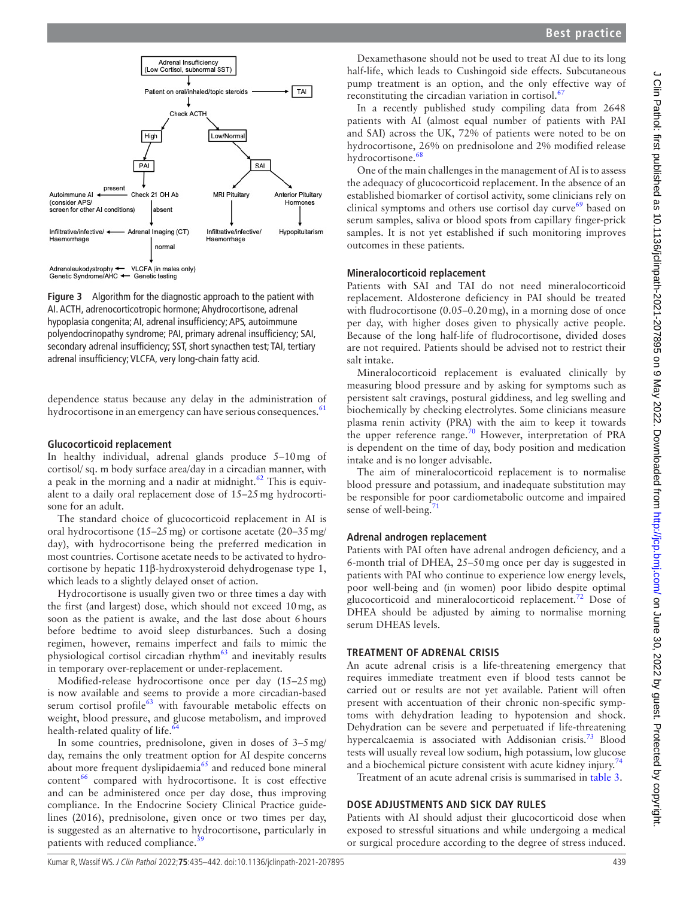Adrenal Insufficiency
(Low Cortisol, subnormal SST)

Patient on oral/inhaled/topic steroids → TAI

Check ACTH

High → PAI

Low/Normal → SAI

PAI → Check 21 OH Ab

present → Autoimmune AI (consider APS/ screen for other AI conditions)

absent → Adrenal Imaging (CT) → Infiltrative/infective/ Haemorrhage

normal → VLCFA (in males only) → Adrenoleukodystrophy

Genetic testing → Genetic Syndrome/AHC

SAI → MRI Pituitary → Infiltrative/infective/ Haemorrhage

SAI → Anterior Pituitary Hormones → Hypopituitarism

**Figure 3** Algorithm for the diagnostic approach to the patient with AI. ACTH, adrenocorticotropic hormone; Ahydrocortisone, adrenal hypoplasia congenita; AI, adrenal insufficiency; APS, autoimmune polyendocrinopathy syndrome; PAI, primary adrenal insufficiency; SAI, secondary adrenal insufficiency; SST, short synacthen test; TAI, tertiary adrenal insufficiency; VLCFA, very long-chain fatty acid.

dependence status because any delay in the administration of hydrocortisone in an emergency can have serious consequences.[61]

### Glucocorticoid replacement

In healthy individual, adrenal glands produce 5–10 mg of cortisol/ sq. m body surface area/day in a circadian manner, with a peak in the morning and a nadir at midnight.[62] This is equivalent to a daily oral replacement dose of 15–25 mg hydrocortisone for an adult.

The standard choice of glucocorticoid replacement in AI is oral hydrocortisone (15–25 mg) or cortisone acetate (20–35 mg/day), with hydrocortisone being the preferred medication in most countries. Cortisone acetate needs to be activated to hydrocortisone by hepatic 11β-hydroxysteroid dehydrogenase type 1, which leads to a slightly delayed onset of action.

Hydrocortisone is usually given two or three times a day with the first (and largest) dose, which should not exceed 10 mg, as soon as the patient is awake, and the last dose about 6 hours before bedtime to avoid sleep disturbances. Such a dosing regimen, however, remains imperfect and fails to mimic the physiological cortisol circadian rhythm[63] and inevitably results in temporary over-replacement or under-replacement.

Modified-release hydrocortisone once per day (15–25 mg) is now available and seems to provide a more circadian-based serum cortisol profile[63] with favourable metabolic effects on weight, blood pressure, and glucose metabolism, and improved health-related quality of life.[64]

In some countries, prednisolone, given in doses of 3–5 mg/day, remains the only treatment option for AI despite concerns about more frequent dyslipidaemia[65] and reduced bone mineral content[66] compared with hydrocortisone. It is cost effective and can be administered once per day dose, thus improving compliance. In the Endocrine Society Clinical Practice guidelines (2016), prednisolone, given once or two times per day, is suggested as an alternative to hydrocortisone, particularly in patients with reduced compliance.[39]

Dexamethasone should not be used to treat AI due to its long half-life, which leads to Cushingoid side effects. Subcutaneous pump treatment is an option, and the only effective way of reconstituting the circadian variation in cortisol.[67]

In a recently published study compiling data from 2648 patients with AI (almost equal number of patients with PAI and SAI) across the UK, 72% of patients were noted to be on hydrocortisone, 26% on prednisolone and 2% modified release hydrocortisone.[68]

One of the main challenges in the management of AI is to assess the adequacy of glucocorticoid replacement. In the absence of an established biomarker of cortisol activity, some clinicians rely on clinical symptoms and others use cortisol day curve[69] based on serum samples, saliva or blood spots from capillary finger-prick samples. It is not yet established if such monitoring improves outcomes in these patients.

### Mineralocorticoid replacement

Patients with SAI and TAI do not need mineralocorticoid replacement. Aldosterone deficiency in PAI should be treated with fludrocortisone (0.05–0.20 mg), in a morning dose of once per day, with higher doses given to physically active people. Because of the long half-life of fludrocortisone, divided doses are not required. Patients should be advised not to restrict their salt intake.

Mineralocorticoid replacement is evaluated clinically by measuring blood pressure and by asking for symptoms such as persistent salt cravings, postural giddiness, and leg swelling and biochemically by checking electrolytes. Some clinicians measure plasma renin activity (PRA) with the aim to keep it towards the upper reference range.[70] However, interpretation of PRA is dependent on the time of day, body position and medication intake and is no longer advisable.

The aim of mineralocorticoid replacement is to normalise blood pressure and potassium, and inadequate substitution may be responsible for poor cardiometabolic outcome and impaired sense of well-being.[71]

### Adrenal androgen replacement

Patients with PAI often have adrenal androgen deficiency, and a 6-month trial of DHEA, 25–50 mg once per day is suggested in patients with PAI who continue to experience low energy levels, poor well-being and (in women) poor libido despite optimal glucocorticoid and mineralocorticoid replacement.[72] Dose of DHEA should be adjusted by aiming to normalise morning serum DHEAS levels.

## TREATMENT OF ADRENAL CRISIS

An acute adrenal crisis is a life-threatening emergency that requires immediate treatment even if blood tests cannot be carried out or results are not yet available. Patient will often present with accentuation of their chronic non-specific symptoms with dehydration leading to hypotension and shock. Dehydration can be severe and perpetuated if life-threatening hypercalcaemia is associated with Addisonian crisis.[73] Blood tests will usually reveal low sodium, high potassium, low glucose and a biochemical picture consistent with acute kidney injury.[74]

Treatment of an acute adrenal crisis is summarised in table 3.

## DOSE ADJUSTMENTS AND SICK DAY RULES

Patients with AI should adjust their glucocorticoid dose when exposed to stressful situations and while undergoing a medical or surgical procedure according to the degree of stress induced.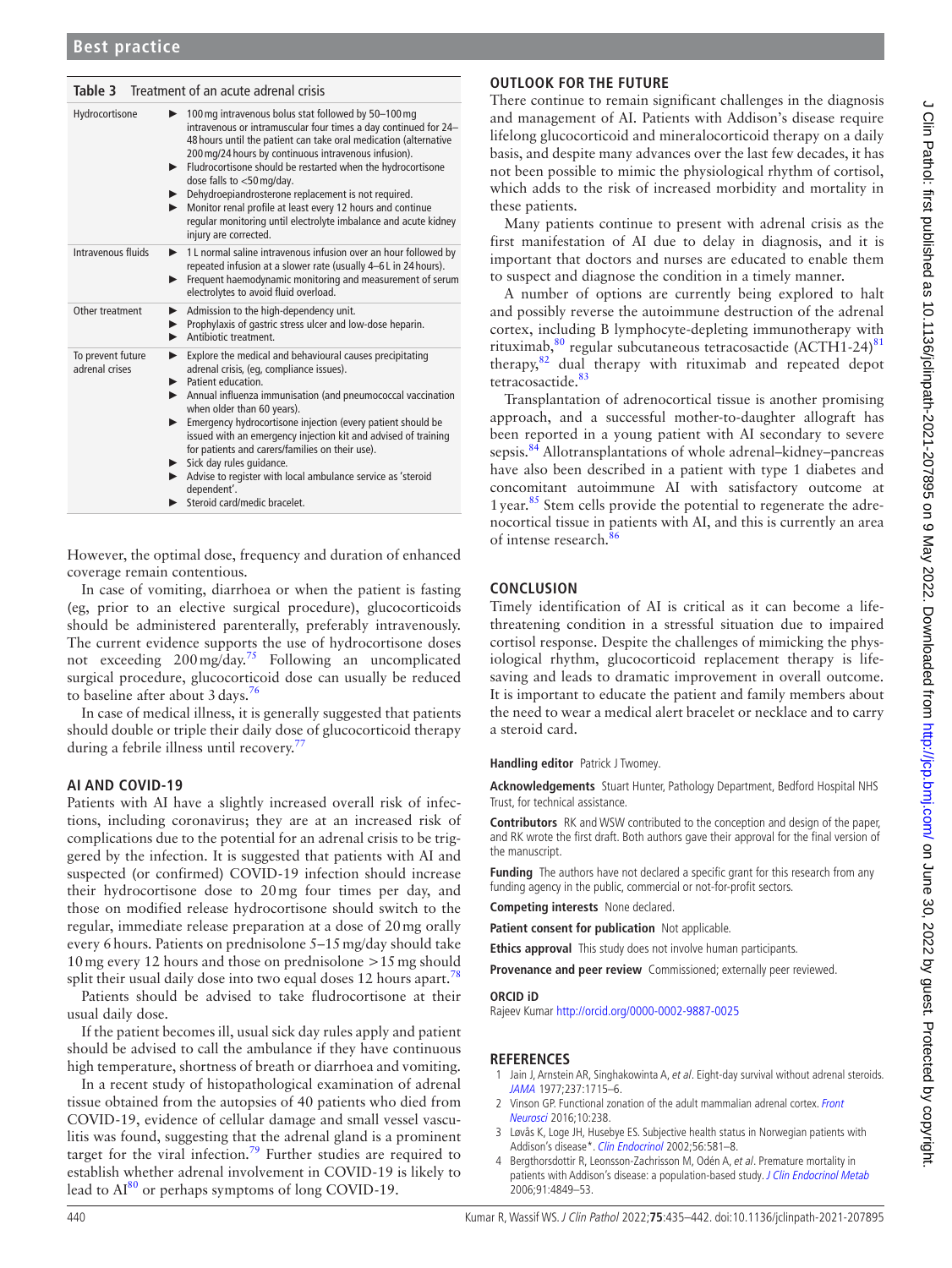**Table 3** Treatment of an acute adrenal crisis

| | |
|---|---|
| Hydrocortisone | ► 100 mg intravenous bolus stat followed by 50–100 mg intravenous or intramuscular four times a day continued for 24–48 hours until the patient can take oral medication (alternative 200 mg/24 hours by continuous intravenous infusion).<br>► Fludrocortisone should be restarted when the hydrocortisone dose falls to <50 mg/day.<br>► Dehydroepiandrosterone replacement is not required.<br>► Monitor renal profile at least every 12 hours and continue regular monitoring until electrolyte imbalance and acute kidney injury are corrected. |
| Intravenous fluids | ► 1 L normal saline intravenous infusion over an hour followed by repeated infusion at a slower rate (usually 4–6 L in 24 hours).<br>► Frequent haemodynamic monitoring and measurement of serum electrolytes to avoid fluid overload. |
| Other treatment | ► Admission to the high-dependency unit.<br>► Prophylaxis of gastric stress ulcer and low-dose heparin.<br>► Antibiotic treatment. |
| To prevent future adrenal crises | ► Explore the medical and behavioural causes precipitating adrenal crisis, (eg, compliance issues).<br>► Patient education.<br>► Annual influenza immunisation (and pneumococcal vaccination when older than 60 years).<br>► Emergency hydrocortisone injection (every patient should be issued with an emergency injection kit and advised of training for patients and carers/families on their use).<br>► Sick day rules guidance.<br>► Advise to register with local ambulance service as 'steroid dependent'.<br>► Steroid card/medic bracelet. |

However, the optimal dose, frequency and duration of enhanced coverage remain contentious.

In case of vomiting, diarrhoea or when the patient is fasting (eg, prior to an elective surgical procedure), glucocorticoids should be administered parenterally, preferably intravenously. The current evidence supports the use of hydrocortisone doses not exceeding 200 mg/day.[75] Following an uncomplicated surgical procedure, glucocorticoid dose can usually be reduced to baseline after about 3 days.[76]

In case of medical illness, it is generally suggested that patients should double or triple their daily dose of glucocorticoid therapy during a febrile illness until recovery.[77]

## AI AND COVID-19

Patients with AI have a slightly increased overall risk of infections, including coronavirus; they are at an increased risk of complications due to the potential for an adrenal crisis to be triggered by the infection. It is suggested that patients with AI and suspected (or confirmed) COVID-19 infection should increase their hydrocortisone dose to 20 mg four times per day, and those on modified release hydrocortisone should switch to the regular, immediate release preparation at a dose of 20 mg orally every 6 hours. Patients on prednisolone 5–15 mg/day should take 10 mg every 12 hours and those on prednisolone >15 mg should split their usual daily dose into two equal doses 12 hours apart.[78]

Patients should be advised to take fludrocortisone at their usual daily dose.

If the patient becomes ill, usual sick day rules apply and patient should be advised to call the ambulance if they have continuous high temperature, shortness of breath or diarrhoea and vomiting.

In a recent study of histopathological examination of adrenal tissue obtained from the autopsies of 40 patients who died from COVID-19, evidence of cellular damage and small vessel vasculitis was found, suggesting that the adrenal gland is a prominent target for the viral infection.[79] Further studies are required to establish whether adrenal involvement in COVID-19 is likely to lead to AI[80] or perhaps symptoms of long COVID-19.

## OUTLOOK FOR THE FUTURE

There continue to remain significant challenges in the diagnosis and management of AI. Patients with Addison's disease require lifelong glucocorticoid and mineralocorticoid therapy on a daily basis, and despite many advances over the last few decades, it has not been possible to mimic the physiological rhythm of cortisol, which adds to the risk of increased morbidity and mortality in these patients.

Many patients continue to present with adrenal crisis as the first manifestation of AI due to delay in diagnosis, and it is important that doctors and nurses are educated to enable them to suspect and diagnose the condition in a timely manner.

A number of options are currently being explored to halt and possibly reverse the autoimmune destruction of the adrenal cortex, including B lymphocyte-depleting immunotherapy with rituximab,[80] regular subcutaneous tetracosactide (ACTH1-24)[81] therapy,[82] dual therapy with rituximab and repeated depot tetracosactide.[83]

Transplantation of adrenocortical tissue is another promising approach, and a successful mother-to-daughter allograft has been reported in a young patient with AI secondary to severe sepsis.[84] Allotransplantations of whole adrenal–kidney–pancreas have also been described in a patient with type 1 diabetes and concomitant autoimmune AI with satisfactory outcome at 1 year.[85] Stem cells provide the potential to regenerate the adrenocortical tissue in patients with AI, and this is currently an area of intense research.[86]

## CONCLUSION

Timely identification of AI is critical as it can become a life-threatening condition in a stressful situation due to impaired cortisol response. Despite the challenges of mimicking the physiological rhythm, glucocorticoid replacement therapy is life-saving and leads to dramatic improvement in overall outcome. It is important to educate the patient and family members about the need to wear a medical alert bracelet or necklace and to carry a steroid card.

**Handling editor** Patrick J Twomey.

**Acknowledgements** Stuart Hunter, Pathology Department, Bedford Hospital NHS Trust, for technical assistance.

**Contributors** RK and WSW contributed to the conception and design of the paper, and RK wrote the first draft. Both authors gave their approval for the final version of the manuscript.

**Funding** The authors have not declared a specific grant for this research from any funding agency in the public, commercial or not-for-profit sectors.

**Competing interests** None declared.

**Patient consent for publication** Not applicable.

**Ethics approval** This study does not involve human participants.

**Provenance and peer review** Commissioned; externally peer reviewed.

**ORCID iD**

Rajeev Kumar http://orcid.org/0000-0002-9887-0025

## REFERENCES

1. Jain J, Arnstein AR, Singhakowinta A, *et al*. Eight-day survival without adrenal steroids. *JAMA* 1977;237:1715–6.
2. Vinson GP. Functional zonation of the adult mammalian adrenal cortex. *Front Neurosci* 2016;10:238.
3. Løvås K, Loge JH, Husebye ES. Subjective health status in Norwegian patients with Addison's disease*. *Clin Endocrinol* 2002;56:581–8.
4. Bergthorsdottir R, Leonsson-Zachrisson M, Odén A, *et al*. Premature mortality in patients with Addison's disease: a population-based study. *J Clin Endocrinol Metab* 2006;91:4849–53.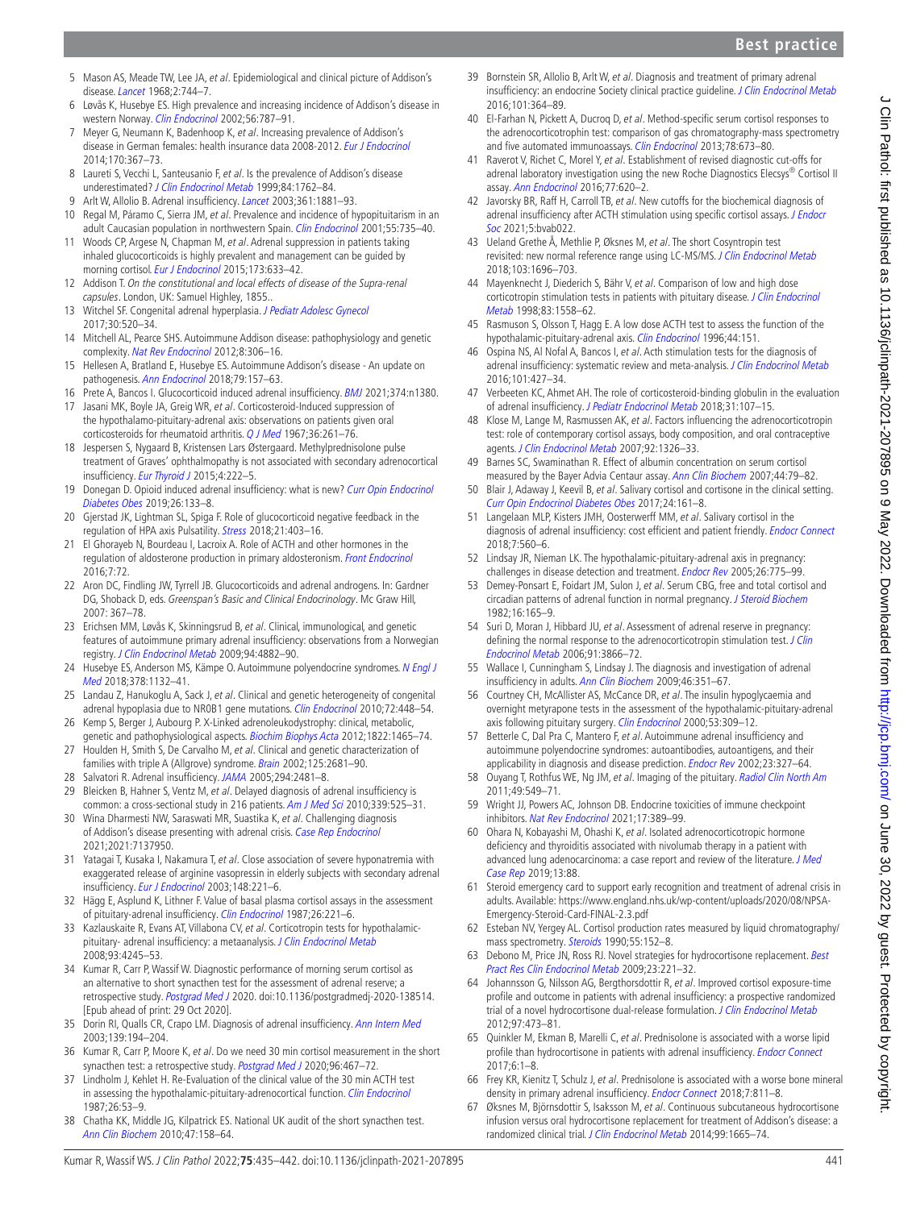5. Mason AS, Meade TW, Lee JA, et al. Epidemiological and clinical picture of Addison's disease. *Lancet* 1968;2:744–7.
6. Løvås K, Husebye ES. High prevalence and increasing incidence of Addison's disease in western Norway. *Clin Endocrinol* 2002;56:787–91.
7. Meyer G, Neumann K, Badenhoop K, et al. Increasing prevalence of Addison's disease in German females: health insurance data 2008-2012. *Eur J Endocrinol* 2014;170:367–73.
8. Laureti S, Vecchi L, Santeusanio F, et al. Is the prevalence of Addison's disease underestimated? *J Clin Endocrinol Metab* 1999;84:1762–84.
9. Arlt W, Allolio B. Adrenal insufficiency. *Lancet* 2003;361:1881–93.
10. Regal M, Páramo C, Sierra JM, et al. Prevalence and incidence of hypopituitarism in an adult Caucasian population in northwestern Spain. *Clin Endocrinol* 2001;55:735–40.
11. Woods CP, Argese N, Chapman M, et al. Adrenal suppression in patients taking inhaled glucocorticoids is highly prevalent and management can be guided by morning cortisol. *Eur J Endocrinol* 2015;173:633–42.
12. Addison T. *On the constitutional and local effects of disease of the Supra-renal capsules*. London, UK: Samuel Highley, 1855..
13. Witchel SF. Congenital adrenal hyperplasia. *J Pediatr Adolesc Gynecol* 2017;30:520–34.
14. Mitchell AL, Pearce SHS. Autoimmune Addison disease: pathophysiology and genetic complexity. *Nat Rev Endocrinol* 2012;8:306–16.
15. Hellesen A, Bratland E, Husebye ES. Autoimmune Addison's disease - An update on pathogenesis. *Ann Endocrinol* 2018;79:157–63.
16. Prete A, Bancos I. Glucocorticoid induced adrenal insufficiency. *BMJ* 2021;374:n1380.
17. Jasani MK, Boyle JA, Greig WR, et al. Corticosteroid-Induced suppression of the hypothalamo-pituitary-adrenal axis: observations on patients given oral corticosteroids for rheumatoid arthritis. *Q J Med* 1967;36:261–76.
18. Jespersen S, Nygaard B, Kristensen Lars Østergaard. Methylprednisolone pulse treatment of Graves' ophthalmopathy is not associated with secondary adrenocortical insufficiency. *Eur Thyroid J* 2015;4:222–5.
19. Donegan D. Opioid induced adrenal insufficiency: what is new? *Curr Opin Endocrinol Diabetes Obes* 2019;26:133–8.
20. Gjerstad JK, Lightman SL, Spiga F. Role of glucocorticoid negative feedback in the regulation of HPA axis Pulsatility. *Stress* 2018;21:403–16.
21. El Ghorayeb N, Bourdeau I, Lacroix A. Role of ACTH and other hormones in the regulation of aldosterone production in primary aldosteronism. *Front Endocrinol* 2016;7:72.
22. Aron DC, Findling JW, Tyrrell JB. Glucocorticoids and adrenal androgens. In: Gardner DG, Shoback D, eds. *Greenspan's Basic and Clinical Endocrinology*. Mc Graw Hill, 2007: 367–78.
23. Erichsen MM, Løvås K, Skinningsrud B, et al. Clinical, immunological, and genetic features of autoimmune primary adrenal insufficiency: observations from a Norwegian registry. *J Clin Endocrinol Metab* 2009;94:4882–90.
24. Husebye ES, Anderson MS, Kämpe O. Autoimmune polyendocrine syndromes. *N Engl J Med* 2018;378:1132–41.
25. Landau Z, Hanukoglu A, Sack J, et al. Clinical and genetic heterogeneity of congenital adrenal hypoplasia due to NR0B1 gene mutations. *Clin Endocrinol* 2010;72:448–54.
26. Kemp S, Berger J, Aubourg P. X-Linked adrenoleukodystrophy: clinical, metabolic, genetic and pathophysiological aspects. *Biochim Biophys Acta* 2012;1822:1465–74.
27. Houlden H, Smith S, De Carvalho M, et al. Clinical and genetic characterization of families with triple A (Allgrove) syndrome. *Brain* 2002;125:2681–90.
28. Salvatori R. Adrenal insufficiency. *JAMA* 2005;294:2481–8.
29. Bleicken B, Hahner S, Ventz M, et al. Delayed diagnosis of adrenal insufficiency is common: a cross-sectional study in 216 patients. *Am J Med Sci* 2010;339:525–31.
30. Wina Dharmesti NW, Saraswati MR, Suastika K, et al. Challenging diagnosis of Addison's disease presenting with adrenal crisis. *Case Rep Endocrinol* 2021;2021:7137950.
31. Yatagai T, Kusaka I, Nakamura T, et al. Close association of severe hyponatremia with exaggerated release of arginine vasopressin in elderly subjects with secondary adrenal insufficiency. *Eur J Endocrinol* 2003;148:221–6.
32. Hägg E, Asplund K, Lithner F. Value of basal plasma cortisol assays in the assessment of pituitary-adrenal insufficiency. *Clin Endocrinol* 1987;26:221–6.
33. Kazlauskaite R, Evans AT, Villabona CV, et al. Corticotropin tests for hypothalamic-pituitary- adrenal insufficiency: a metaanalysis. *J Clin Endocrinol Metab* 2008;93:4245–53.
34. Kumar R, Carr P, Wassif W. Diagnostic performance of morning serum cortisol as an alternative to short synacthen test for the assessment of adrenal reserve; a retrospective study. *Postgrad Med J* 2020. doi:10.1136/postgradmedj-2020-138514. [Epub ahead of print: 29 Oct 2020].
35. Dorin RI, Qualls CR, Crapo LM. Diagnosis of adrenal insufficiency. *Ann Intern Med* 2003;139:194–204.
36. Kumar R, Carr P, Moore K, et al. Do we need 30 min cortisol measurement in the short synacthen test: a retrospective study. *Postgrad Med J* 2020;96:467–72.
37. Lindholm J, Kehlet H. Re-Evaluation of the clinical value of the 30 min ACTH test in assessing the hypothalamic-pituitary-adrenocortical function. *Clin Endocrinol* 1987;26:53–9.
38. Chatha KK, Middle JG, Kilpatrick ES. National UK audit of the short synacthen test. *Ann Clin Biochem* 2010;47:158–64.
39. Bornstein SR, Allolio B, Arlt W, et al. Diagnosis and treatment of primary adrenal insufficiency: an endocrine Society clinical practice guideline. *J Clin Endocrinol Metab* 2016;101:364–89.
40. El-Farhan N, Pickett A, Ducroq D, et al. Method-specific serum cortisol responses to the adrenocorticotrophin test: comparison of gas chromatography-mass spectrometry and five automated immunoassays. *Clin Endocrinol* 2013;78:673–80.
41. Raverot V, Richet C, Morel Y, et al. Establishment of revised diagnostic cut-offs for adrenal laboratory investigation using the new Roche Diagnostics Elecsys® Cortisol II assay. *Ann Endocrinol* 2016;77:620–2.
42. Javorsky BR, Raff H, Carroll TB, et al. New cutoffs for the biochemical diagnosis of adrenal insufficiency after ACTH stimulation using specific cortisol assays. *J Endocr Soc* 2021;5:bvab022.
43. Ueland Grethe Å, Methlie P, Øksnes M, et al. The short Cosyntropin test revisited: new normal reference range using LC-MS/MS. *J Clin Endocrinol Metab* 2018;103:1696–703.
44. Mayenknecht J, Diederich S, Bähr V, et al. Comparison of low and high dose corticotropin stimulation tests in patients with pituitary disease. *J Clin Endocrinol Metab* 1998;83:1558–62.
45. Rasmuson S, Olsson T, Hagg E. A low dose ACTH test to assess the function of the hypothalamic-pituitary-adrenal axis. *Clin Endocrinol* 1996;44:151.
46. Ospina NS, Al Nofal A, Bancos I, et al. Acth stimulation tests for the diagnosis of adrenal insufficiency: systematic review and meta-analysis. *J Clin Endocrinol Metab* 2016;101:427–34.
47. Verbeeten KC, Ahmet AH. The role of corticosteroid-binding globulin in the evaluation of adrenal insufficiency. *J Pediatr Endocrinol Metab* 2018;31:107–15.
48. Klose M, Lange M, Rasmussen AK, et al. Factors influencing the adrenocorticotropin test: role of contemporary cortisol assays, body composition, and oral contraceptive agents. *J Clin Endocrinol Metab* 2007;92:1326–33.
49. Barnes SC, Swaminathan R. Effect of albumin concentration on serum cortisol measured by the Bayer Advia Centaur assay. *Ann Clin Biochem* 2007;44:79–82.
50. Blair J, Adaway J, Keevil B, et al. Salivary cortisol and cortisone in the clinical setting. *Curr Opin Endocrinol Diabetes Obes* 2017;24:161–8.
51. Langelaan MLP, Kisters JMH, Oosterwerff MM, et al. Salivary cortisol in the diagnosis of adrenal insufficiency: cost efficient and patient friendly. *Endocr Connect* 2018;7:560–6.
52. Lindsay JR, Nieman LK. The hypothalamic-pituitary-adrenal axis in pregnancy: challenges in disease detection and treatment. *Endocr Rev* 2005;26:775–99.
53. Demey-Ponsart E, Foidart JM, Sulon J, et al. Serum CBG, free and total cortisol and circadian patterns of adrenal function in normal pregnancy. *J Steroid Biochem* 1982;16:165–9.
54. Suri D, Moran J, Hibbard JU, et al. Assessment of adrenal reserve in pregnancy: defining the normal response to the adrenocorticotropin stimulation test. *J Clin Endocrinol Metab* 2006;91:3866–72.
55. Wallace I, Cunningham S, Lindsay J. The diagnosis and investigation of adrenal insufficiency in adults. *Ann Clin Biochem* 2009;46:351–67.
56. Courtney CH, McAllister AS, McCance DR, et al. The insulin hypoglycaemia and overnight metyrapone tests in the assessment of the hypothalamic-pituitary-adrenal axis following pituitary surgery. *Clin Endocrinol* 2000;53:309–12.
57. Betterle C, Dal Pra C, Mantero F, et al. Autoimmune adrenal insufficiency and autoimmune polyendocrine syndromes: autoantibodies, autoantigens, and their applicability in diagnosis and disease prediction. *Endocr Rev* 2002;23:327–64.
58. Ouyang T, Rothfus WE, Ng JM, et al. Imaging of the pituitary. *Radiol Clin North Am* 2011;49:549–71.
59. Wright JJ, Powers AC, Johnson DB. Endocrine toxicities of immune checkpoint inhibitors. *Nat Rev Endocrinol* 2021;17:389–99.
60. Ohara N, Kobayashi M, Ohashi K, et al. Isolated adrenocorticotropic hormone deficiency and thyroiditis associated with nivolumab therapy in a patient with advanced lung adenocarcinoma: a case report and review of the literature. *J Med Case Rep* 2019;13:88.
61. Steroid emergency card to support early recognition and treatment of adrenal crisis in adults. Available: https://www.england.nhs.uk/wp-content/uploads/2020/08/NPSA-Emergency-Steroid-Card-FINAL-2.3.pdf
62. Esteban NV, Yergey AL. Cortisol production rates measured by liquid chromatography/mass spectrometry. *Steroids* 1990;55:152–8.
63. Debono M, Price JN, Ross RJ. Novel strategies for hydrocortisone replacement. *Best Pract Res Clin Endocrinol Metab* 2009;23:221–32.
64. Johannsson G, Nilsson AG, Bergthorsdottir R, et al. Improved cortisol exposure-time profile and outcome in patients with adrenal insufficiency: a prospective randomized trial of a novel hydrocortisone dual-release formulation. *J Clin Endocrinol Metab* 2012;97:473–81.
65. Quinkler M, Ekman B, Marelli C, et al. Prednisolone is associated with a worse lipid profile than hydrocortisone in patients with adrenal insufficiency. *Endocr Connect* 2017;6:1–8.
66. Frey KR, Kienitz T, Schulz J, et al. Prednisolone is associated with a worse bone mineral density in primary adrenal insufficiency. *Endocr Connect* 2018;7:811–8.
67. Øksnes M, Björnsdottir S, Isaksson M, et al. Continuous subcutaneous hydrocortisone infusion versus oral hydrocortisone replacement for treatment of Addison's disease: a randomized clinical trial. *J Clin Endocrinol Metab* 2014;99:1665–74.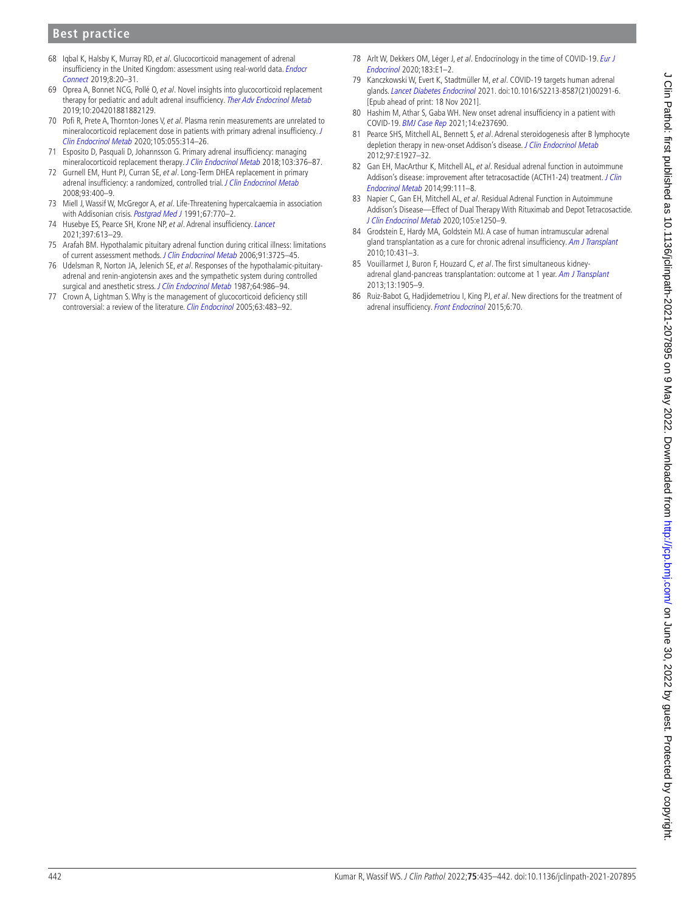68 Iqbal K, Halsby K, Murray RD, *et al*. Glucocorticoid management of adrenal insufficiency in the United Kingdom: assessment using real-world data. *Endocr Connect* 2019;8:20–31.

69 Oprea A, Bonnet NCG, Pollé O, *et al*. Novel insights into glucocorticoid replacement therapy for pediatric and adult adrenal insufficiency. *Ther Adv Endocrinol Metab* 2019;10:204201881882129.

70 Pofi R, Prete A, Thornton-Jones V, *et al*. Plasma renin measurements are unrelated to mineralocorticoid replacement dose in patients with primary adrenal insufficiency. *J Clin Endocrinol Metab* 2020;105:055:314–26.

71 Esposito D, Pasquali D, Johannsson G. Primary adrenal insufficiency: managing mineralocorticoid replacement therapy. *J Clin Endocrinol Metab* 2018;103:376–87.

72 Gurnell EM, Hunt PJ, Curran SE, *et al*. Long-Term DHEA replacement in primary adrenal insufficiency: a randomized, controlled trial. *J Clin Endocrinol Metab* 2008;93:400–9.

73 Miell J, Wassif W, McGregor A, *et al*. Life-Threatening hypercalcaemia in association with Addisonian crisis. *Postgrad Med J* 1991;67:770–2.

74 Husebye ES, Pearce SH, Krone NP, *et al*. Adrenal insufficiency. *Lancet* 2021;397:613–29.

75 Arafah BM. Hypothalamic pituitary adrenal function during critical illness: limitations of current assessment methods. *J Clin Endocrinol Metab* 2006;91:3725–45.

76 Udelsman R, Norton JA, Jelenich SE, *et al*. Responses of the hypothalamic-pituitary-adrenal and renin-angiotensin axes and the sympathetic system during controlled surgical and anesthetic stress. *J Clin Endocrinol Metab* 1987;64:986–94.

77 Crown A, Lightman S. Why is the management of glucocorticoid deficiency still controversial: a review of the literature. *Clin Endocrinol* 2005;63:483–92.

78 Arlt W, Dekkers OM, Léger J, *et al*. Endocrinology in the time of COVID-19. *Eur J Endocrinol* 2020;183:E1–2.

79 Kanczkowski W, Evert K, Stadtmüller M, *et al*. COVID-19 targets human adrenal glands. *Lancet Diabetes Endocrinol* 2021. doi:10.1016/S2213-8587(21)00291-6. [Epub ahead of print: 18 Nov 2021].

80 Hashim M, Athar S, Gaba WH. New onset adrenal insufficiency in a patient with COVID-19. *BMJ Case Rep* 2021;14:e237690.

81 Pearce SHS, Mitchell AL, Bennett S, *et al*. Adrenal steroidogenesis after B lymphocyte depletion therapy in new-onset Addison's disease. *J Clin Endocrinol Metab* 2012;97:E1927–32.

82 Gan EH, MacArthur K, Mitchell AL, *et al*. Residual adrenal function in autoimmune Addison's disease: improvement after tetracosactide (ACTH1-24) treatment. *J Clin Endocrinol Metab* 2014;99:111–8.

83 Napier C, Gan EH, Mitchell AL, *et al*. Residual Adrenal Function in Autoimmune Addison's Disease—Effect of Dual Therapy With Rituximab and Depot Tetracosactide. *J Clin Endocrinol Metab* 2020;105:e1250–9.

84 Grodstein E, Hardy MA, Goldstein MJ. A case of human intramuscular adrenal gland transplantation as a cure for chronic adrenal insufficiency. *Am J Transplant* 2010;10:431–3.

85 Vouillarmet J, Buron F, Houzard C, *et al*. The first simultaneous kidney-adrenal gland-pancreas transplantation: outcome at 1 year. *Am J Transplant* 2013;13:1905–9.

86 Ruiz-Babot G, Hadjidemetriou I, King PJ, *et al*. New directions for the treatment of adrenal insufficiency. *Front Endocrinol* 2015;6:70.